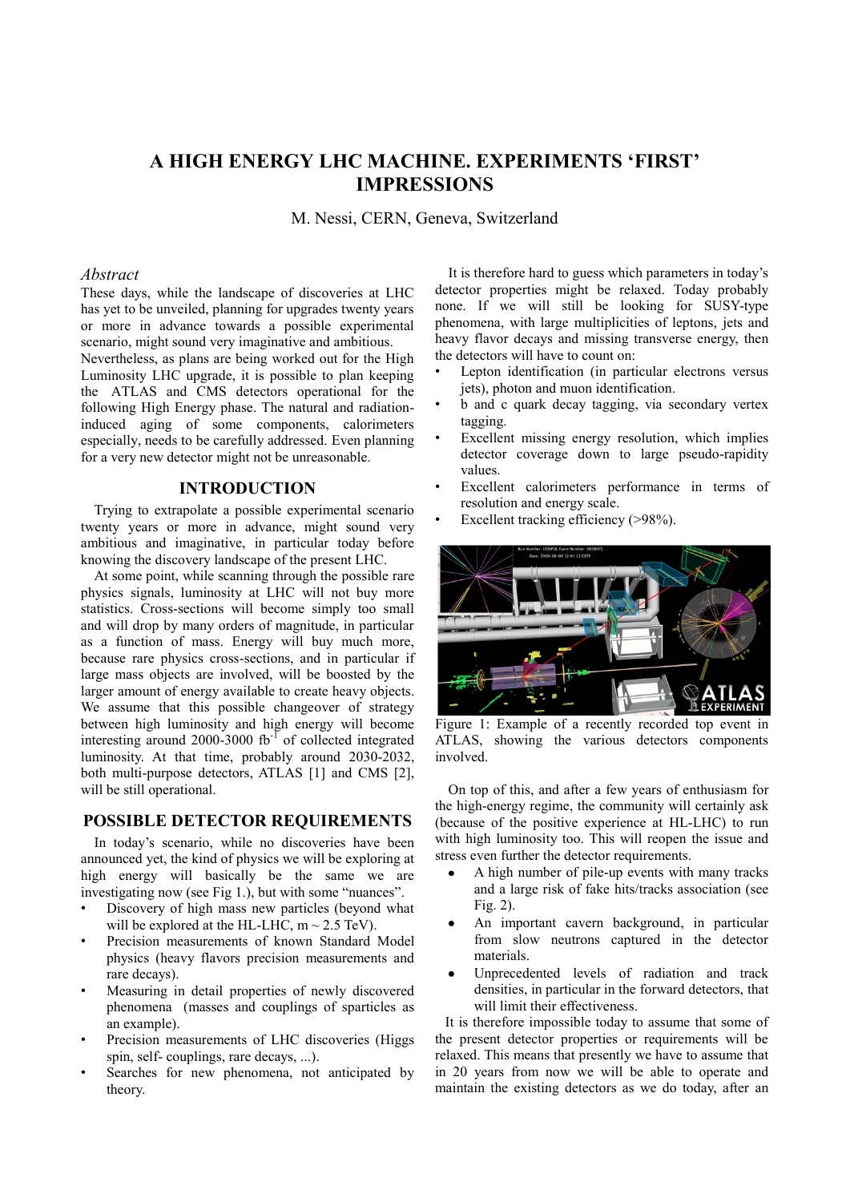# A HIGH ENERGY LHC MACHINE. EXPERIMENTS 'FIRST' IMPRESSIONS

M. Nessi, CERN, Geneva, Switzerland

## *Abstract*

These days, while the landscape of discoveries at LHC has yet to be unveiled, planning for upgrades twenty years or more in advance towards a possible experimental scenario, might sound very imaginative and ambitious. Nevertheless, as plans are being worked out for the High Luminosity LHC upgrade, it is possible to plan keeping the ATLAS and CMS detectors operational for the following High Energy phase. The natural and radiation-induced aging of some components, calorimeters especially, needs to be carefully addressed. Even planning for a very new detector might not be unreasonable.

## INTRODUCTION

Trying to extrapolate a possible experimental scenario twenty years or more in advance, might sound very ambitious and imaginative, in particular today before knowing the discovery landscape of the present LHC.

At some point, while scanning through the possible rare physics signals, luminosity at LHC will not buy more statistics. Cross-sections will become simply too small and will drop by many orders of magnitude, in particular as a function of mass. Energy will buy much more, because rare physics cross-sections, and in particular if large mass objects are involved, will be boosted by the larger amount of energy available to create heavy objects. We assume that this possible changeover of strategy between high luminosity and high energy will become interesting around 2000-3000 $fb^{-1}$ of collected integrated luminosity. At that time, probably around 2030-2032, both multi-purpose detectors, ATLAS [1] and CMS [2], will be still operational.

## POSSIBLE DETECTOR REQUIREMENTS

In today's scenario, while no discoveries have been announced yet, the kind of physics we will be exploring at high energy will basically be the same we are investigating now (see Fig 1.), but with some "nuances".

- Discovery of high mass new particles (beyond what will be explored at the HL-LHC, $m \sim 2.5$ TeV).
- Precision measurements of known Standard Model physics (heavy flavors precision measurements and rare decays).
- Measuring in detail properties of newly discovered phenomena (masses and couplings of sparticles as an example).
- Precision measurements of LHC discoveries (Higgs spin, self- couplings, rare decays, ...).
- Searches for new phenomena, not anticipated by theory.

It is therefore hard to guess which parameters in today's detector properties might be relaxed. Today probably none. If we will still be looking for SUSY-type phenomena, with large multiplicities of leptons, jets and heavy flavor decays and missing transverse energy, then the detectors will have to count on:

- Lepton identification (in particular electrons versus jets), photon and muon identification.
- b and c quark decay tagging, via secondary vertex tagging.
- Excellent missing energy resolution, which implies detector coverage down to large pseudo-rapidity values.
- Excellent calorimeters performance in terms of resolution and energy scale.
- Excellent tracking efficiency (>98%).

Figure 1: Example of a recently recorded top event in ATLAS, showing the various detectors components involved.

On top of this, and after a few years of enthusiasm for the high-energy regime, the community will certainly ask (because of the positive experience at HL-LHC) to run with high luminosity too. This will reopen the issue and stress even further the detector requirements.

- A high number of pile-up events with many tracks and a large risk of fake hits/tracks association (see Fig. 2).
- An important cavern background, in particular from slow neutrons captured in the detector materials.
- Unprecedented levels of radiation and track densities, in particular in the forward detectors, that will limit their effectiveness.

It is therefore impossible today to assume that some of the present detector properties or requirements will be relaxed. This means that presently we have to assume that in 20 years from now we will be able to operate and maintain the existing detectors as we do today, after an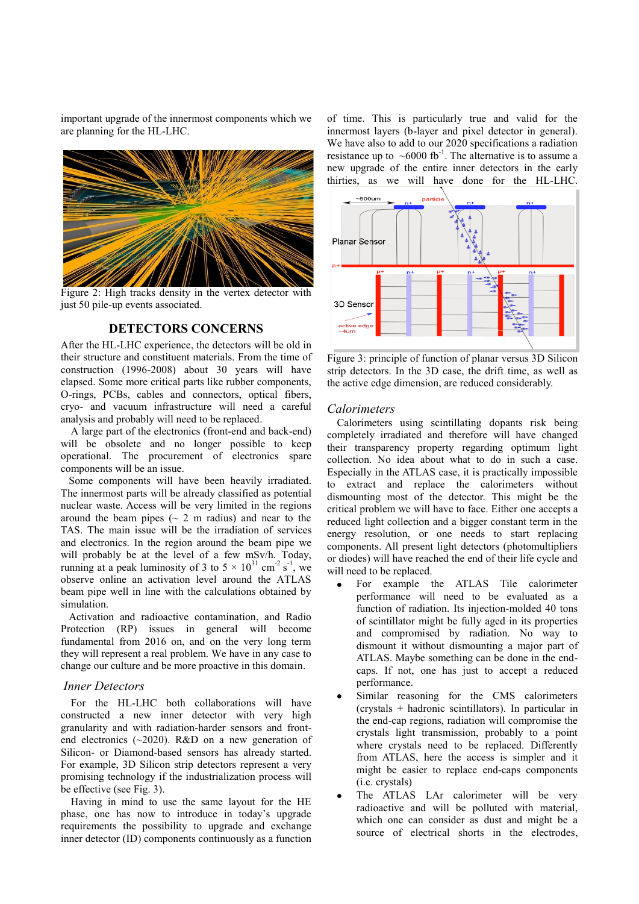important upgrade of the innermost components which we are planning for the HL-LHC.

Figure 2: High tracks density in the vertex detector with just 50 pile-up events associated.

## DETECTORS CONCERNS

After the HL-LHC experience, the detectors will be old in their structure and constituent materials. From the time of construction (1996-2008) about 30 years will have elapsed. Some more critical parts like rubber components, O-rings, PCBs, cables and connectors, optical fibers, cryo- and vacuum infrastructure will need a careful analysis and probably will need to be replaced.

A large part of the electronics (front-end and back-end) will be obsolete and no longer possible to keep operational. The procurement of electronics spare components will be an issue.

Some components will have been heavily irradiated. The innermost parts will be already classified as potential nuclear waste. Access will be very limited in the regions around the beam pipes (~ 2 m radius) and near to the TAS. The main issue will be the irradiation of services and electronics. In the region around the beam pipe we will probably be at the level of a few mSv/h. Today, running at a peak luminosity of 3 to 5 × $10^{31}$ $cm^{-2}$ $s^{-1}$, we observe online an activation level around the ATLAS beam pipe well in line with the calculations obtained by simulation.

Activation and radioactive contamination, and Radio Protection (RP) issues in general will become fundamental from 2016 on, and on the very long term they will represent a real problem. We have in any case to change our culture and be more proactive in this domain.

### *Inner Detectors*

For the HL-LHC both collaborations will have constructed a new inner detector with very high granularity and with radiation-harder sensors and front-end electronics (~2020). R&D on a new generation of Silicon- or Diamond-based sensors has already started. For example, 3D Silicon strip detectors represent a very promising technology if the industrialization process will be effective (see Fig. 3).

Having in mind to use the same layout for the HE phase, one has now to introduce in today's upgrade requirements the possibility to upgrade and exchange inner detector (ID) components continuously as a function of time. This is particularly true and valid for the innermost layers (b-layer and pixel detector in general). We have also to add to our 2020 specifications a radiation resistance up to ~6000 $fb^{-1}$. The alternative is to assume a new upgrade of the entire inner detectors in the early thirties, as we will have done for the HL-LHC.

Figure 3: principle of function of planar versus 3D Silicon strip detectors. In the 3D case, the drift time, as well as the active edge dimension, are reduced considerably.

### *Calorimeters*

Calorimeters using scintillating dopants risk being completely irradiated and therefore will have changed their transparency property regarding optimum light collection. No idea about what to do in such a case. Especially in the ATLAS case, it is practically impossible to extract and replace the calorimeters without dismounting most of the detector. This might be the critical problem we will have to face. Either one accepts a reduced light collection and a bigger constant term in the energy resolution, or one needs to start replacing components. All present light detectors (photomultipliers or diodes) will have reached the end of their life cycle and will need to be replaced.

- For example the ATLAS Tile calorimeter performance will need to be evaluated as a function of radiation. Its injection-molded 40 tons of scintillator might be fully aged in its properties and compromised by radiation. No way to dismount it without dismounting a major part of ATLAS. Maybe something can be done in the end-caps. If not, one has just to accept a reduced performance.
- Similar reasoning for the CMS calorimeters (crystals + hadronic scintillators). In particular in the end-cap regions, radiation will compromise the crystals light transmission, probably to a point where crystals need to be replaced. Differently from ATLAS, here the access is simpler and it might be easier to replace end-caps components (i.e. crystals)
- The ATLAS LAr calorimeter will be very radioactive and will be polluted with material, which one can consider as dust and might be a source of electrical shorts in the electrodes,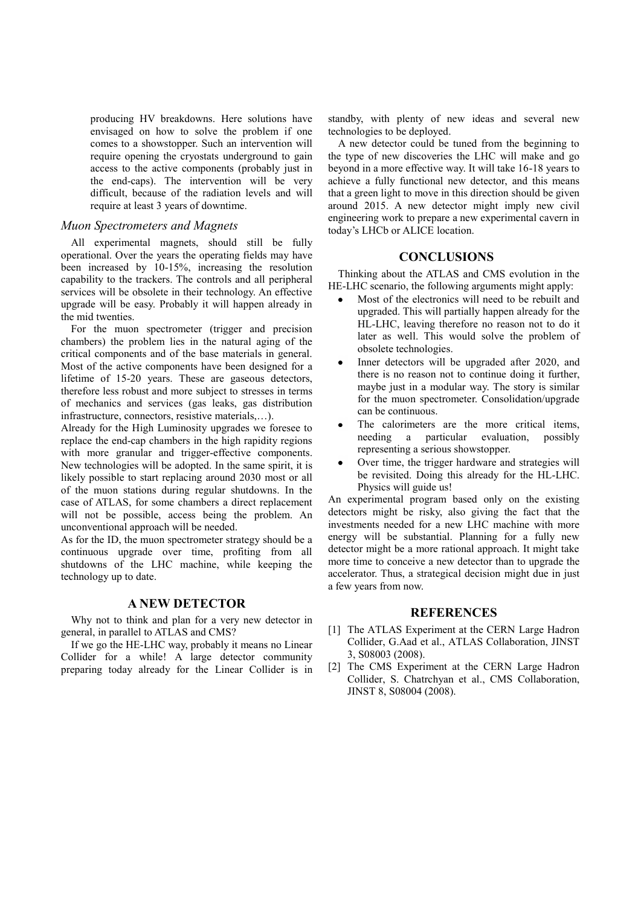producing HV breakdowns. Here solutions have envisaged on how to solve the problem if one comes to a showstopper. Such an intervention will require opening the cryostats underground to gain access to the active components (probably just in the end-caps). The intervention will be very difficult, because of the radiation levels and will require at least 3 years of downtime.

### *Muon Spectrometers and Magnets*

All experimental magnets, should still be fully operational. Over the years the operating fields may have been increased by 10-15%, increasing the resolution capability to the trackers. The controls and all peripheral services will be obsolete in their technology. An effective upgrade will be easy. Probably it will happen already in the mid twenties.

For the muon spectrometer (trigger and precision chambers) the problem lies in the natural aging of the critical components and of the base materials in general. Most of the active components have been designed for a lifetime of 15-20 years. These are gaseous detectors, therefore less robust and more subject to stresses in terms of mechanics and services (gas leaks, gas distribution infrastructure, connectors, resistive materials,…).

Already for the High Luminosity upgrades we foresee to replace the end-cap chambers in the high rapidity regions with more granular and trigger-effective components. New technologies will be adopted. In the same spirit, it is likely possible to start replacing around 2030 most or all of the muon stations during regular shutdowns. In the case of ATLAS, for some chambers a direct replacement will not be possible, access being the problem. An unconventional approach will be needed.

As for the ID, the muon spectrometer strategy should be a continuous upgrade over time, profiting from all shutdowns of the LHC machine, while keeping the technology up to date.

## A NEW DETECTOR

Why not to think and plan for a very new detector in general, in parallel to ATLAS and CMS?

If we go the HE-LHC way, probably it means no Linear Collider for a while! A large detector community preparing today already for the Linear Collider is in standby, with plenty of new ideas and several new technologies to be deployed.

A new detector could be tuned from the beginning to the type of new discoveries the LHC will make and go beyond in a more effective way. It will take 16-18 years to achieve a fully functional new detector, and this means that a green light to move in this direction should be given around 2015. A new detector might imply new civil engineering work to prepare a new experimental cavern in today's LHCb or ALICE location.

## CONCLUSIONS

Thinking about the ATLAS and CMS evolution in the HE-LHC scenario, the following arguments might apply:

- Most of the electronics will need to be rebuilt and upgraded. This will partially happen already for the HL-LHC, leaving therefore no reason not to do it later as well. This would solve the problem of obsolete technologies.
- Inner detectors will be upgraded after 2020, and there is no reason not to continue doing it further, maybe just in a modular way. The story is similar for the muon spectrometer. Consolidation/upgrade can be continuous.
- The calorimeters are the more critical items, needing a particular evaluation, possibly representing a serious showstopper.
- Over time, the trigger hardware and strategies will be revisited. Doing this already for the HL-LHC. Physics will guide us!

An experimental program based only on the existing detectors might be risky, also giving the fact that the investments needed for a new LHC machine with more energy will be substantial. Planning for a fully new detector might be a more rational approach. It might take more time to conceive a new detector than to upgrade the accelerator. Thus, a strategical decision might due in just a few years from now.

## REFERENCES

[1] The ATLAS Experiment at the CERN Large Hadron Collider, G.Aad et al., ATLAS Collaboration, JINST 3, S08003 (2008).

[2] The CMS Experiment at the CERN Large Hadron Collider, S. Chatrchyan et al., CMS Collaboration, JINST 8, S08004 (2008).